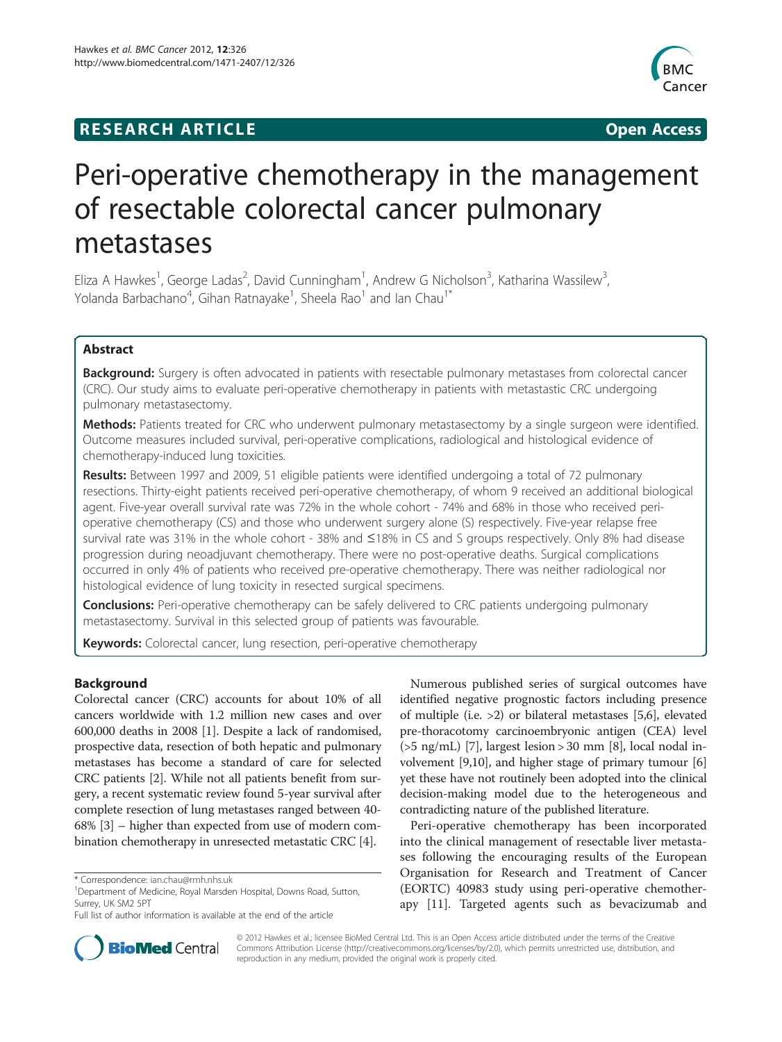**RESEARCH ARTICLE** **Open Access**

# Peri-operative chemotherapy in the management of resectable colorectal cancer pulmonary metastases

Eliza A Hawkes[1], George Ladas[2], David Cunningham[1], Andrew G Nicholson[3], Katharina Wassilew[3], Yolanda Barbachano[4], Gihan Ratnayake[1], Sheela Rao[1] and Ian Chau[1*]

## Abstract

**Background:** Surgery is often advocated in patients with resectable pulmonary metastases from colorectal cancer (CRC). Our study aims to evaluate peri-operative chemotherapy in patients with metastatic CRC undergoing pulmonary metastasectomy.

**Methods:** Patients treated for CRC who underwent pulmonary metastasectomy by a single surgeon were identified. Outcome measures included survival, peri-operative complications, radiological and histological evidence of chemotherapy-induced lung toxicities.

**Results:** Between 1997 and 2009, 51 eligible patients were identified undergoing a total of 72 pulmonary resections. Thirty-eight patients received peri-operative chemotherapy, of whom 9 received an additional biological agent. Five-year overall survival rate was 72% in the whole cohort - 74% and 68% in those who received peri-operative chemotherapy (CS) and those who underwent surgery alone (S) respectively. Five-year relapse free survival rate was 31% in the whole cohort - 38% and ≤18% in CS and S groups respectively. Only 8% had disease progression during neoadjuvant chemotherapy. There were no post-operative deaths. Surgical complications occurred in only 4% of patients who received pre-operative chemotherapy. There was neither radiological nor histological evidence of lung toxicity in resected surgical specimens.

**Conclusions:** Peri-operative chemotherapy can be safely delivered to CRC patients undergoing pulmonary metastasectomy. Survival in this selected group of patients was favourable.

**Keywords:** Colorectal cancer, lung resection, peri-operative chemotherapy

## Background

Colorectal cancer (CRC) accounts for about 10% of all cancers worldwide with 1.2 million new cases and over 600,000 deaths in 2008 [1]. Despite a lack of randomised, prospective data, resection of both hepatic and pulmonary metastases has become a standard of care for selected CRC patients [2]. While not all patients benefit from surgery, a recent systematic review found 5-year survival after complete resection of lung metastases ranged between 40-68% [3] – higher than expected from use of modern combination chemotherapy in unresected metastatic CRC [4].

Numerous published series of surgical outcomes have identified negative prognostic factors including presence of multiple (i.e. >2) or bilateral metastases [5,6], elevated pre-thoracotomy carcinoembryonic antigen (CEA) level (>5 ng/mL) [7], largest lesion > 30 mm [8], local nodal involvement [9,10], and higher stage of primary tumour [6] yet these have not routinely been adopted into the clinical decision-making model due to the heterogeneous and contradicting nature of the published literature.

Peri-operative chemotherapy has been incorporated into the clinical management of resectable liver metastases following the encouraging results of the European Organisation for Research and Treatment of Cancer (EORTC) 40983 study using peri-operative chemotherapy [11]. Targeted agents such as bevacizumab and

\* Correspondence: ian.chau@rmh.nhs.uk
[1]Department of Medicine, Royal Marsden Hospital, Downs Road, Sutton, Surrey, UK SM2 5PT
Full list of author information is available at the end of the article

© 2012 Hawkes et al.; licensee BioMed Central Ltd. This is an Open Access article distributed under the terms of the Creative Commons Attribution License (http://creativecommons.org/licenses/by/2.0), which permits unrestricted use, distribution, and reproduction in any medium, provided the original work is properly cited.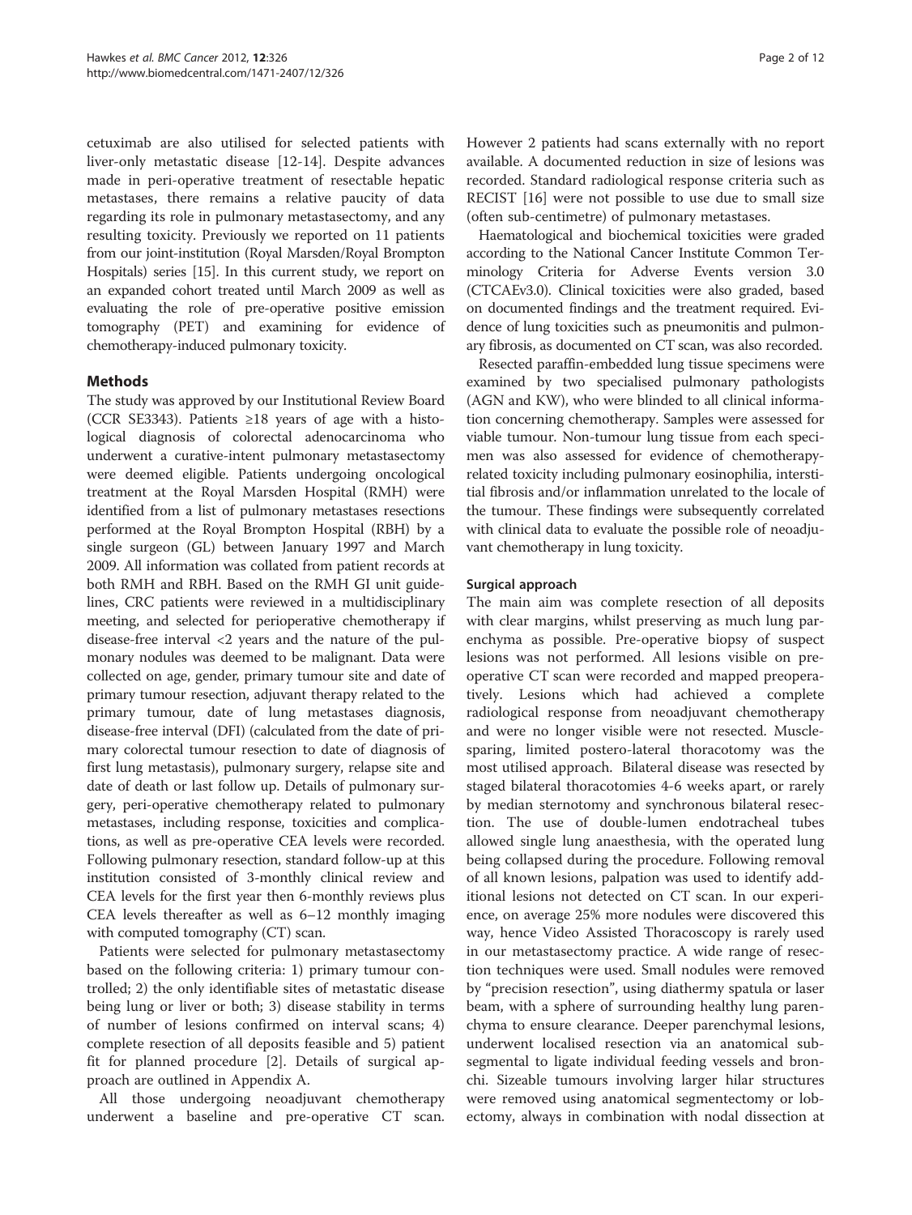cetuximab are also utilised for selected patients with liver-only metastatic disease [12-14]. Despite advances made in peri-operative treatment of resectable hepatic metastases, there remains a relative paucity of data regarding its role in pulmonary metastasectomy, and any resulting toxicity. Previously we reported on 11 patients from our joint-institution (Royal Marsden/Royal Brompton Hospitals) series [15]. In this current study, we report on an expanded cohort treated until March 2009 as well as evaluating the role of pre-operative positive emission tomography (PET) and examining for evidence of chemotherapy-induced pulmonary toxicity.

## Methods

The study was approved by our Institutional Review Board (CCR SE3343). Patients ≥18 years of age with a histological diagnosis of colorectal adenocarcinoma who underwent a curative-intent pulmonary metastasectomy were deemed eligible. Patients undergoing oncological treatment at the Royal Marsden Hospital (RMH) were identified from a list of pulmonary metastases resections performed at the Royal Brompton Hospital (RBH) by a single surgeon (GL) between January 1997 and March 2009. All information was collated from patient records at both RMH and RBH. Based on the RMH GI unit guidelines, CRC patients were reviewed in a multidisciplinary meeting, and selected for perioperative chemotherapy if disease-free interval <2 years and the nature of the pulmonary nodules was deemed to be malignant. Data were collected on age, gender, primary tumour site and date of primary tumour resection, adjuvant therapy related to the primary tumour, date of lung metastases diagnosis, disease-free interval (DFI) (calculated from the date of primary colorectal tumour resection to date of diagnosis of first lung metastasis), pulmonary surgery, relapse site and date of death or last follow up. Details of pulmonary surgery, peri-operative chemotherapy related to pulmonary metastases, including response, toxicities and complications, as well as pre-operative CEA levels were recorded. Following pulmonary resection, standard follow-up at this institution consisted of 3-monthly clinical review and CEA levels for the first year then 6-monthly reviews plus CEA levels thereafter as well as 6–12 monthly imaging with computed tomography (CT) scan.

Patients were selected for pulmonary metastasectomy based on the following criteria: 1) primary tumour controlled; 2) the only identifiable sites of metastatic disease being lung or liver or both; 3) disease stability in terms of number of lesions confirmed on interval scans; 4) complete resection of all deposits feasible and 5) patient fit for planned procedure [2]. Details of surgical approach are outlined in Appendix A.

All those undergoing neoadjuvant chemotherapy underwent a baseline and pre-operative CT scan. However 2 patients had scans externally with no report available. A documented reduction in size of lesions was recorded. Standard radiological response criteria such as RECIST [16] were not possible to use due to small size (often sub-centimetre) of pulmonary metastases.

Haematological and biochemical toxicities were graded according to the National Cancer Institute Common Terminology Criteria for Adverse Events version 3.0 (CTCAEv3.0). Clinical toxicities were also graded, based on documented findings and the treatment required. Evidence of lung toxicities such as pneumonitis and pulmonary fibrosis, as documented on CT scan, was also recorded.

Resected paraffin-embedded lung tissue specimens were examined by two specialised pulmonary pathologists (AGN and KW), who were blinded to all clinical information concerning chemotherapy. Samples were assessed for viable tumour. Non-tumour lung tissue from each specimen was also assessed for evidence of chemotherapy-related toxicity including pulmonary eosinophilia, interstitial fibrosis and/or inflammation unrelated to the locale of the tumour. These findings were subsequently correlated with clinical data to evaluate the possible role of neoadjuvant chemotherapy in lung toxicity.

### Surgical approach

The main aim was complete resection of all deposits with clear margins, whilst preserving as much lung parenchyma as possible. Pre-operative biopsy of suspect lesions was not performed. All lesions visible on preoperative CT scan were recorded and mapped preoperatively. Lesions which had achieved a complete radiological response from neoadjuvant chemotherapy and were no longer visible were not resected. Muscle-sparing, limited postero-lateral thoracotomy was the most utilised approach. Bilateral disease was resected by staged bilateral thoracotomies 4-6 weeks apart, or rarely by median sternotomy and synchronous bilateral resection. The use of double-lumen endotracheal tubes allowed single lung anaesthesia, with the operated lung being collapsed during the procedure. Following removal of all known lesions, palpation was used to identify additional lesions not detected on CT scan. In our experience, on average 25% more nodules were discovered this way, hence Video Assisted Thoracoscopy is rarely used in our metastasectomy practice. A wide range of resection techniques were used. Small nodules were removed by "precision resection", using diathermy spatula or laser beam, with a sphere of surrounding healthy lung parenchyma to ensure clearance. Deeper parenchymal lesions, underwent localised resection via an anatomical subsegmental to ligate individual feeding vessels and bronchi. Sizeable tumours involving larger hilar structures were removed using anatomical segmentectomy or lobectomy, always in combination with nodal dissection at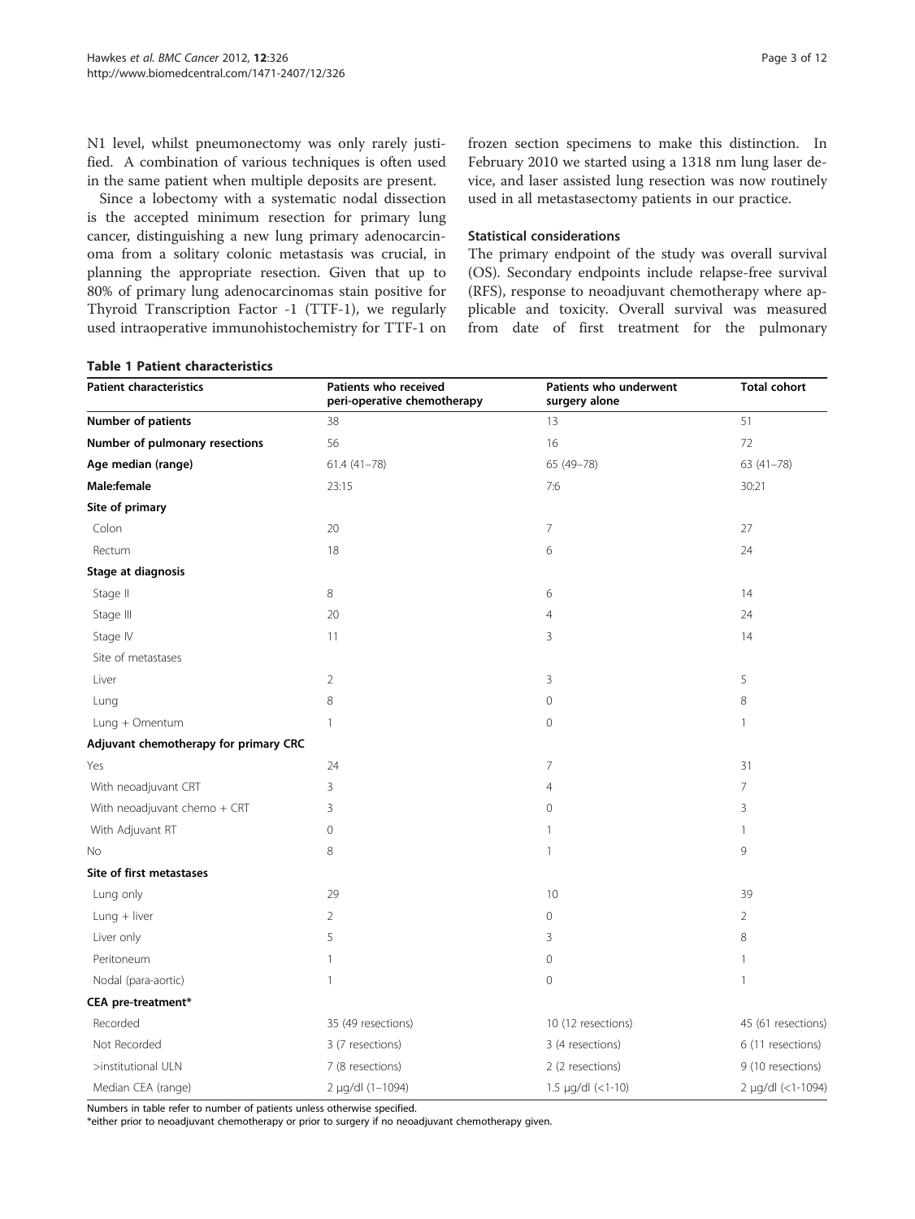N1 level, whilst pneumonectomy was only rarely justified. A combination of various techniques is often used in the same patient when multiple deposits are present.

Since a lobectomy with a systematic nodal dissection is the accepted minimum resection for primary lung cancer, distinguishing a new lung primary adenocarcinoma from a solitary colonic metastasis was crucial, in planning the appropriate resection. Given that up to 80% of primary lung adenocarcinomas stain positive for Thyroid Transcription Factor -1 (TTF-1), we regularly used intraoperative immunohistochemistry for TTF-1 on frozen section specimens to make this distinction. In February 2010 we started using a 1318 nm lung laser device, and laser assisted lung resection was now routinely used in all metastasectomy patients in our practice.

### Statistical considerations

The primary endpoint of the study was overall survival (OS). Secondary endpoints include relapse-free survival (RFS), response to neoadjuvant chemotherapy where applicable and toxicity. Overall survival was measured from date of first treatment for the pulmonary

**Table 1 Patient characteristics**

| Patient characteristics | Patients who received peri-operative chemotherapy | Patients who underwent surgery alone | Total cohort |
|---|---|---|---|
| **Number of patients** | 38 | 13 | 51 |
| **Number of pulmonary resections** | 56 | 16 | 72 |
| **Age median (range)** | 61.4 (41–78) | 65 (49–78) | 63 (41–78) |
| **Male:female** | 23:15 | 7:6 | 30:21 |
| **Site of primary** | | | |
| Colon | 20 | 7 | 27 |
| Rectum | 18 | 6 | 24 |
| **Stage at diagnosis** | | | |
| Stage II | 8 | 6 | 14 |
| Stage III | 20 | 4 | 24 |
| Stage IV | 11 | 3 | 14 |
| Site of metastases | | | |
| Liver | 2 | 3 | 5 |
| Lung | 8 | 0 | 8 |
| Lung + Omentum | 1 | 0 | 1 |
| **Adjuvant chemotherapy for primary CRC** | | | |
| Yes | 24 | 7 | 31 |
| With neoadjuvant CRT | 3 | 4 | 7 |
| With neoadjuvant chemo + CRT | 3 | 0 | 3 |
| With Adjuvant RT | 0 | 1 | 1 |
| No | 8 | 1 | 9 |
| **Site of first metastases** | | | |
| Lung only | 29 | 10 | 39 |
| Lung + liver | 2 | 0 | 2 |
| Liver only | 5 | 3 | 8 |
| Peritoneum | 1 | 0 | 1 |
| Nodal (para-aortic) | 1 | 0 | 1 |
| **CEA pre-treatment*** | | | |
| Recorded | 35 (49 resections) | 10 (12 resections) | 45 (61 resections) |
| Not Recorded | 3 (7 resections) | 3 (4 resections) | 6 (11 resections) |
| >institutional ULN | 7 (8 resections) | 2 (2 resections) | 9 (10 resections) |
| Median CEA (range) | 2 μg/dl (1–1094) | 1.5 μg/dl (<1-10) | 2 μg/dl (<1-1094) |

Numbers in table refer to number of patients unless otherwise specified.
*either prior to neoadjuvant chemotherapy or prior to surgery if no neoadjuvant chemotherapy given.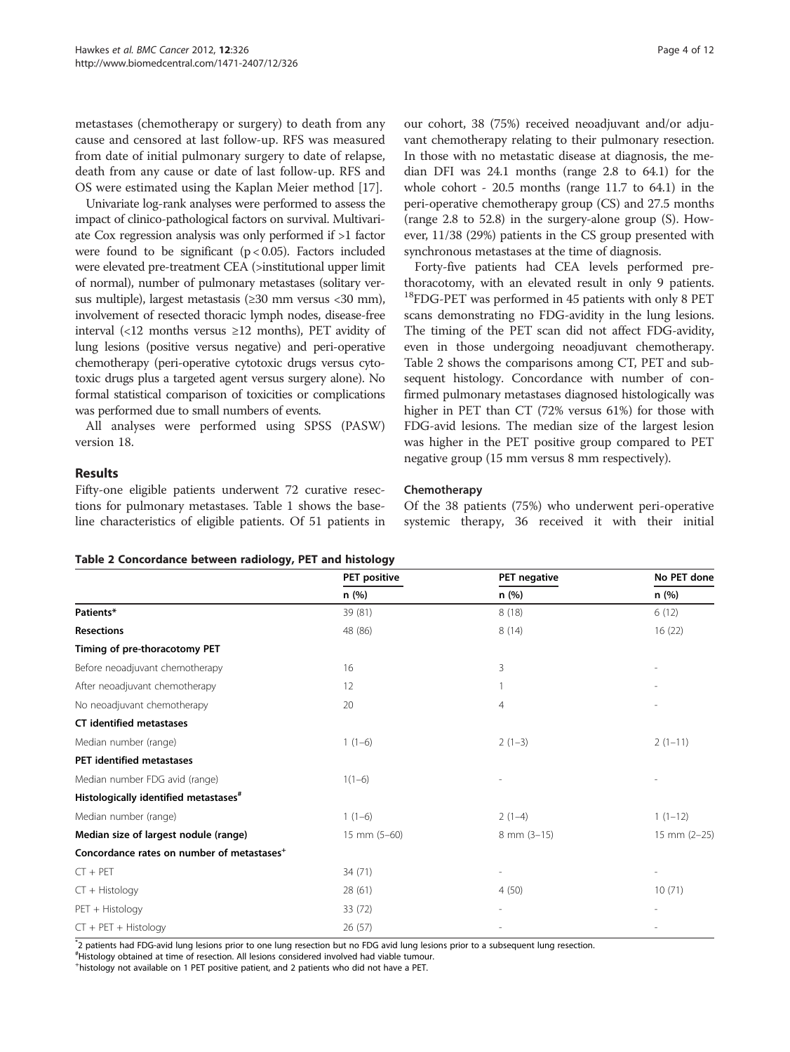metastases (chemotherapy or surgery) to death from any cause and censored at last follow-up. RFS was measured from date of initial pulmonary surgery to date of relapse, death from any cause or date of last follow-up. RFS and OS were estimated using the Kaplan Meier method [17].

Univariate log-rank analyses were performed to assess the impact of clinico-pathological factors on survival. Multivariate Cox regression analysis was only performed if >1 factor were found to be significant ($p < 0.05$). Factors included were elevated pre-treatment CEA (>institutional upper limit of normal), number of pulmonary metastases (solitary versus multiple), largest metastasis (≥30 mm versus <30 mm), involvement of resected thoracic lymph nodes, disease-free interval (<12 months versus ≥12 months), PET avidity of lung lesions (positive versus negative) and peri-operative chemotherapy (peri-operative cytotoxic drugs versus cytotoxic drugs plus a targeted agent versus surgery alone). No formal statistical comparison of toxicities or complications was performed due to small numbers of events.

All analyses were performed using SPSS (PASW) version 18.

## Results

Fifty-one eligible patients underwent 72 curative resections for pulmonary metastases. Table 1 shows the baseline characteristics of eligible patients. Of 51 patients in our cohort, 38 (75%) received neoadjuvant and/or adjuvant chemotherapy relating to their pulmonary resection. In those with no metastatic disease at diagnosis, the median DFI was 24.1 months (range 2.8 to 64.1) for the whole cohort - 20.5 months (range 11.7 to 64.1) in the peri-operative chemotherapy group (CS) and 27.5 months (range 2.8 to 52.8) in the surgery-alone group (S). However, 11/38 (29%) patients in the CS group presented with synchronous metastases at the time of diagnosis.

Forty-five patients had CEA levels performed pre-thoracotomy, with an elevated result in only 9 patients. [18]FDG-PET was performed in 45 patients with only 8 PET scans demonstrating no FDG-avidity in the lung lesions. The timing of the PET scan did not affect FDG-avidity, even in those undergoing neoadjuvant chemotherapy. Table 2 shows the comparisons among CT, PET and subsequent histology. Concordance with number of confirmed pulmonary metastases diagnosed histologically was higher in PET than CT (72% versus 61%) for those with FDG-avid lesions. The median size of the largest lesion was higher in the PET positive group compared to PET negative group (15 mm versus 8 mm respectively).

### Chemotherapy

Of the 38 patients (75%) who underwent peri-operative systemic therapy, 36 received it with their initial

**Table 2 Concordance between radiology, PET and histology**

| | PET positive | PET negative | No PET done |
|---|---|---|---|
| | n (%) | n (%) | n (%) |
| **Patients*** | 39 (81) | 8 (18) | 6 (12) |
| **Resections** | 48 (86) | 8 (14) | 16 (22) |
| **Timing of pre-thoracotomy PET** | | | |
| Before neoadjuvant chemotherapy | 16 | 3 | - |
| After neoadjuvant chemotherapy | 12 | 1 | - |
| No neoadjuvant chemotherapy | 20 | 4 | - |
| **CT identified metastases** | | | |
| Median number (range) | 1 (1–6) | 2 (1–3) | 2 (1–11) |
| **PET identified metastases** | | | |
| Median number FDG avid (range) | 1(1–6) | - | - |
| **Histologically identified metastases#** | | | |
| Median number (range) | 1 (1–6) | 2 (1–4) | 1 (1–12) |
| **Median size of largest nodule (range)** | 15 mm (5–60) | 8 mm (3–15) | 15 mm (2–25) |
| **Concordance rates on number of metastases+** | | | |
| CT + PET | 34 (71) | - | - |
| CT + Histology | 28 (61) | 4 (50) | 10 (71) |
| PET + Histology | 33 (72) | - | - |
| CT + PET + Histology | 26 (57) | - | - |

*2 patients had FDG-avid lung lesions prior to one lung resection but no FDG avid lung lesions prior to a subsequent lung resection.
#Histology obtained at time of resection. All lesions considered involved had viable tumour.
+histology not available on 1 PET positive patient, and 2 patients who did not have a PET.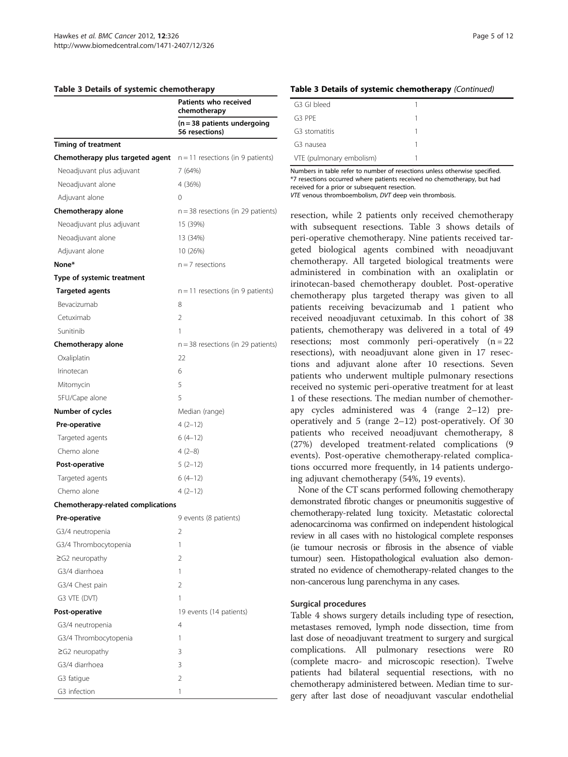**Table 3 Details of systemic chemotherapy**

| | Patients who received chemotherapy |
|---|---|
| | (n = 38 patients undergoing 56 resections) |
| **Timing of treatment** | |
| **Chemotherapy plus targeted agent** | n = 11 resections (in 9 patients) |
| Neoadjuvant plus adjuvant | 7 (64%) |
| Neoadjuvant alone | 4 (36%) |
| Adjuvant alone | 0 |
| **Chemotherapy alone** | n = 38 resections (in 29 patients) |
| Neoadjuvant plus adjuvant | 15 (39%) |
| Neoadjuvant alone | 13 (34%) |
| Adjuvant alone | 10 (26%) |
| **None*** | n = 7 resections |
| **Type of systemic treatment** | |
| **Targeted agents** | n = 11 resections (in 9 patients) |
| Bevacizumab | 8 |
| Cetuximab | 2 |
| Sunitinib | 1 |
| **Chemotherapy alone** | n = 38 resections (in 29 patients) |
| Oxaliplatin | 22 |
| Irinotecan | 6 |
| Mitomycin | 5 |
| 5FU/Cape alone | 5 |
| **Number of cycles** | Median (range) |
| **Pre-operative** | 4 (2–12) |
| Targeted agents | 6 (4–12) |
| Chemo alone | 4 (2–8) |
| **Post-operative** | 5 (2–12) |
| Targeted agents | 6 (4–12) |
| Chemo alone | 4 (2–12) |
| **Chemotherapy-related complications** | |
| **Pre-operative** | 9 events (8 patients) |
| G3/4 neutropenia | 2 |
| G3/4 Thrombocytopenia | 1 |
| ≥G2 neuropathy | 2 |
| G3/4 diarrhoea | 1 |
| G3/4 Chest pain | 2 |
| G3 VTE (DVT) | 1 |
| **Post-operative** | 19 events (14 patients) |
| G3/4 neutropenia | 4 |
| G3/4 Thrombocytopenia | 1 |
| ≥G2 neuropathy | 3 |
| G3/4 diarrhoea | 3 |
| G3 fatigue | 2 |
| G3 infection | 1 |
| G3 GI bleed | 1 |
| G3 PPE | 1 |
| G3 stomatitis | 1 |
| G3 nausea | 1 |
| VTE (pulmonary embolism) | 1 |

Numbers in table refer to number of resections unless otherwise specified.
*7 resections occurred where patients received no chemotherapy, but had received for a prior or subsequent resection.
*VTE* venous thromboembolism, *DVT* deep vein thrombosis.

resection, while 2 patients only received chemotherapy with subsequent resections. Table 3 shows details of peri-operative chemotherapy. Nine patients received targeted biological agents combined with neoadjuvant chemotherapy. All targeted biological treatments were administered in combination with an oxaliplatin or irinotecan-based chemotherapy doublet. Post-operative chemotherapy plus targeted therapy was given to all patients receiving bevacizumab and 1 patient who received neoadjuvant cetuximab. In this cohort of 38 patients, chemotherapy was delivered in a total of 49 resections; most commonly peri-operatively (n = 22 resections), with neoadjuvant alone given in 17 resections and adjuvant alone after 10 resections. Seven patients who underwent multiple pulmonary resections received no systemic peri-operative treatment for at least 1 of these resections. The median number of chemotherapy cycles administered was 4 (range 2–12) pre-operatively and 5 (range 2–12) post-operatively. Of 30 patients who received neoadjuvant chemotherapy, 8 (27%) developed treatment-related complications (9 events). Post-operative chemotherapy-related complications occurred more frequently, in 14 patients undergoing adjuvant chemotherapy (54%, 19 events).

None of the CT scans performed following chemotherapy demonstrated fibrotic changes or pneumonitis suggestive of chemotherapy-related lung toxicity. Metastatic colorectal adenocarcinoma was confirmed on independent histological review in all cases with no histological complete responses (ie tumour necrosis or fibrosis in the absence of viable tumour) seen. Histopathological evaluation also demonstrated no evidence of chemotherapy-related changes to the non-cancerous lung parenchyma in any cases.

### Surgical procedures

Table 4 shows surgery details including type of resection, metastases removed, lymph node dissection, time from last dose of neoadjuvant treatment to surgery and surgical complications. All pulmonary resections were R0 (complete macro- and microscopic resection). Twelve patients had bilateral sequential resections, with no chemotherapy administered between. Median time to surgery after last dose of neoadjuvant vascular endothelial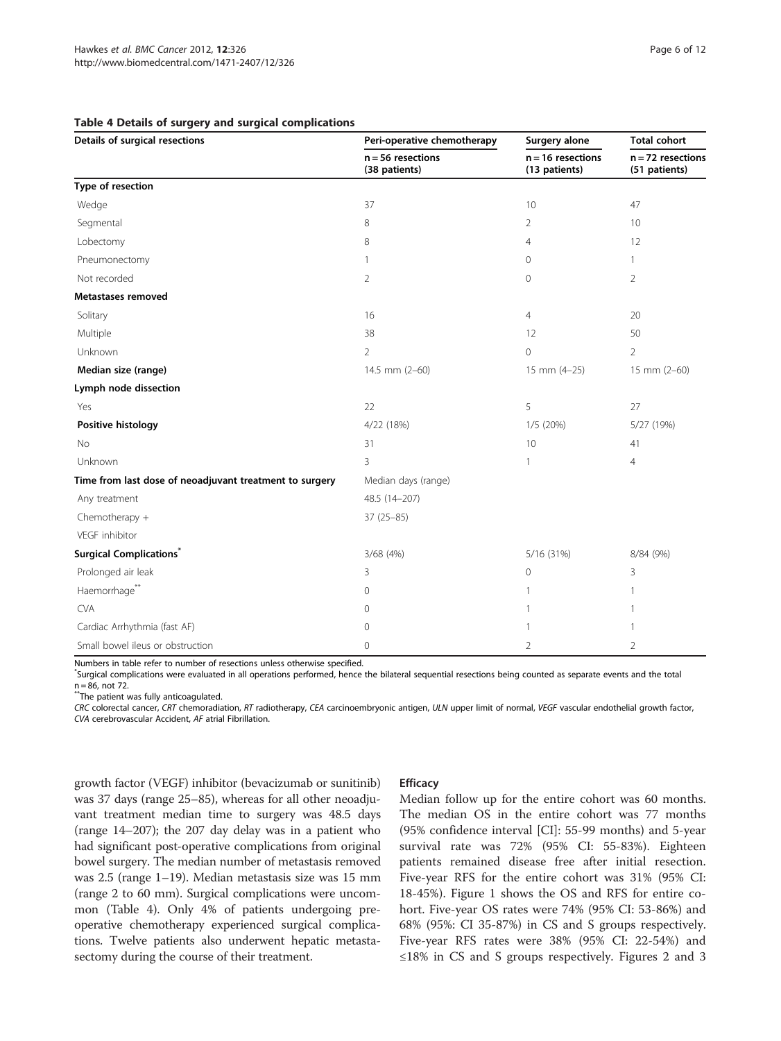**Table 4 Details of surgery and surgical complications**

| Details of surgical resections | Peri-operative chemotherapy | Surgery alone | Total cohort |
|---|---|---|---|
| | n = 56 resections (38 patients) | n = 16 resections (13 patients) | n = 72 resections (51 patients) |
| **Type of resection** | | | |
| Wedge | 37 | 10 | 47 |
| Segmental | 8 | 2 | 10 |
| Lobectomy | 8 | 4 | 12 |
| Pneumonectomy | 1 | 0 | 1 |
| Not recorded | 2 | 0 | 2 |
| **Metastases removed** | | | |
| Solitary | 16 | 4 | 20 |
| Multiple | 38 | 12 | 50 |
| Unknown | 2 | 0 | 2 |
| **Median size (range)** | 14.5 mm (2–60) | 15 mm (4–25) | 15 mm (2–60) |
| **Lymph node dissection** | | | |
| Yes | 22 | 5 | 27 |
| **Positive histology** | 4/22 (18%) | 1/5 (20%) | 5/27 (19%) |
| No | 31 | 10 | 41 |
| Unknown | 3 | 1 | 4 |
| **Time from last dose of neoadjuvant treatment to surgery** | Median days (range) | | |
| Any treatment | 48.5 (14–207) | | |
| Chemotherapy + VEGF inhibitor | 37 (25–85) | | |
| **Surgical Complications*** | 3/68 (4%) | 5/16 (31%) | 8/84 (9%) |
| Prolonged air leak | 3 | 0 | 3 |
| Haemorrhage** | 0 | 1 | 1 |
| CVA | 0 | 1 | 1 |
| Cardiac Arrhythmia (fast AF) | 0 | 1 | 1 |
| Small bowel ileus or obstruction | 0 | 2 | 2 |

Numbers in table refer to number of resections unless otherwise specified.
*Surgical complications were evaluated in all operations performed, hence the bilateral sequential resections being counted as separate events and the total n = 86, not 72.
**The patient was fully anticoagulated.
*CRC* colorectal cancer, *CRT* chemoradiation, *RT* radiotherapy, *CEA* carcinoembryonic antigen, *ULN* upper limit of normal, *VEGF* vascular endothelial growth factor, *CVA* cerebrovascular Accident, *AF* atrial Fibrillation.

growth factor (VEGF) inhibitor (bevacizumab or sunitinib) was 37 days (range 25–85), whereas for all other neoadjuvant treatment median time to surgery was 48.5 days (range 14–207); the 207 day delay was in a patient who had significant post-operative complications from original bowel surgery. The median number of metastasis removed was 2.5 (range 1–19). Median metastasis size was 15 mm (range 2 to 60 mm). Surgical complications were uncommon (Table 4). Only 4% of patients undergoing pre-operative chemotherapy experienced surgical complications. Twelve patients also underwent hepatic metastasectomy during the course of their treatment.

### Efficacy

Median follow up for the entire cohort was 60 months. The median OS in the entire cohort was 77 months (95% confidence interval [CI]: 55-99 months) and 5-year survival rate was 72% (95% CI: 55-83%). Eighteen patients remained disease free after initial resection. Five-year RFS for the entire cohort was 31% (95% CI: 18-45%). Figure 1 shows the OS and RFS for entire cohort. Five-year OS rates were 74% (95% CI: 53-86%) and 68% (95%: CI 35-87%) in CS and S groups respectively. Five-year RFS rates were 38% (95% CI: 22-54%) and ≤18% in CS and S groups respectively. Figures 2 and 3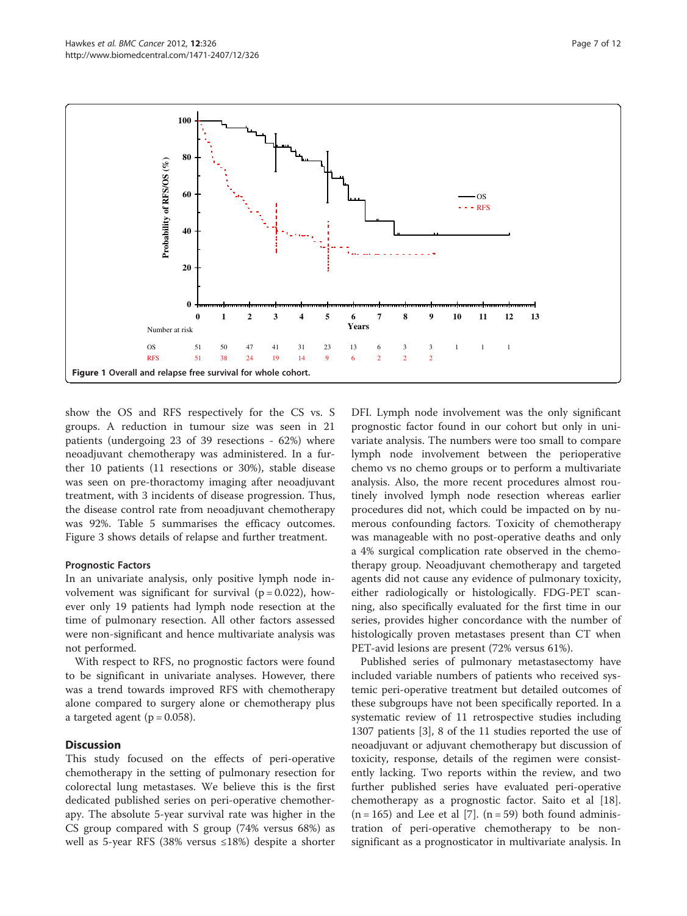Figure 1 Overall and relapse free survival for whole cohort.

show the OS and RFS respectively for the CS vs. S groups. A reduction in tumour size was seen in 21 patients (undergoing 23 of 39 resections - 62%) where neoadjuvant chemotherapy was administered. In a further 10 patients (11 resections or 30%), stable disease was seen on pre-thoractomy imaging after neoadjuvant treatment, with 3 incidents of disease progression. Thus, the disease control rate from neoadjuvant chemotherapy was 92%. Table 5 summarises the efficacy outcomes. Figure 3 shows details of relapse and further treatment.

### Prognostic Factors

In an univariate analysis, only positive lymph node involvement was significant for survival ($p = 0.022$), however only 19 patients had lymph node resection at the time of pulmonary resection. All other factors assessed were non-significant and hence multivariate analysis was not performed.

With respect to RFS, no prognostic factors were found to be significant in univariate analyses. However, there was a trend towards improved RFS with chemotherapy alone compared to surgery alone or chemotherapy plus a targeted agent ($p = 0.058$).

## Discussion

This study focused on the effects of peri-operative chemotherapy in the setting of pulmonary resection for colorectal lung metastases. We believe this is the first dedicated published series on peri-operative chemotherapy. The absolute 5-year survival rate was higher in the CS group compared with S group (74% versus 68%) as well as 5-year RFS (38% versus ≤18%) despite a shorter DFI. Lymph node involvement was the only significant prognostic factor found in our cohort but only in univariate analysis. The numbers were too small to compare lymph node involvement between the perioperative chemo vs no chemo groups or to perform a multivariate analysis. Also, the more recent procedures almost routinely involved lymph node resection whereas earlier procedures did not, which could be impacted on by numerous confounding factors. Toxicity of chemotherapy was manageable with no post-operative deaths and only a 4% surgical complication rate observed in the chemotherapy group. Neoadjuvant chemotherapy and targeted agents did not cause any evidence of pulmonary toxicity, either radiologically or histologically. FDG-PET scanning, also specifically evaluated for the first time in our series, provides higher concordance with the number of histologically proven metastases present than CT when PET-avid lesions are present (72% versus 61%).

Published series of pulmonary metastasectomy have included variable numbers of patients who received systemic peri-operative treatment but detailed outcomes of these subgroups have not been specifically reported. In a systematic review of 11 retrospective studies including 1307 patients [3], 8 of the 11 studies reported the use of neoadjuvant or adjuvant chemotherapy but discussion of toxicity, response, details of the regimen were consistently lacking. Two reports within the review, and two further published series have evaluated peri-operative chemotherapy as a prognostic factor. Saito et al [18]. ($n = 165$) and Lee et al [7]. ($n = 59$) both found administration of peri-operative chemotherapy to be non-significant as a prognosticator in multivariate analysis. In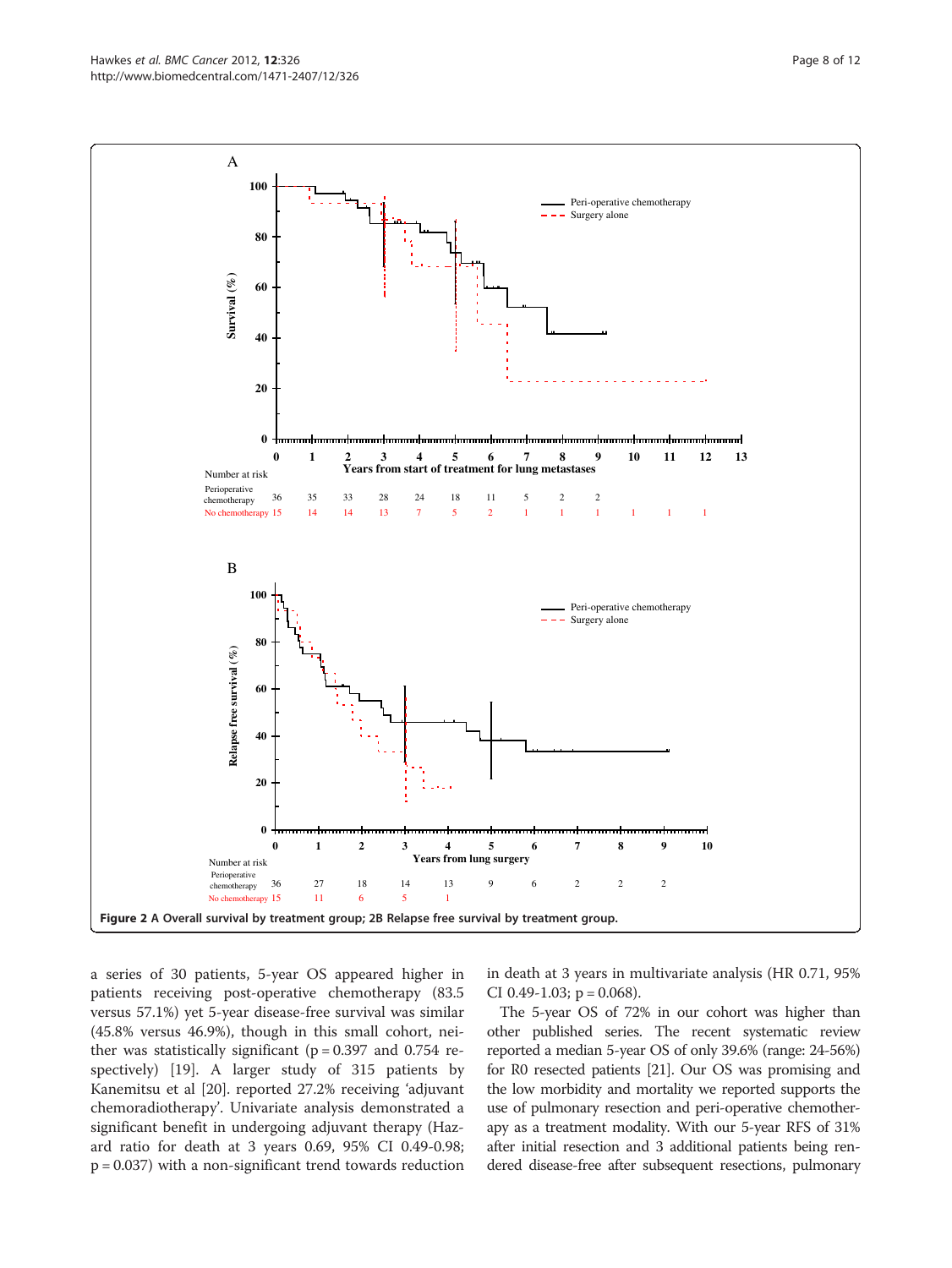Figure 2 A Overall survival by treatment group; 2B Relapse free survival by treatment group.

a series of 30 patients, 5-year OS appeared higher in patients receiving post-operative chemotherapy (83.5 versus 57.1%) yet 5-year disease-free survival was similar (45.8% versus 46.9%), though in this small cohort, neither was statistically significant ($p = 0.397$ and 0.754 respectively) [19]. A larger study of 315 patients by Kanemitsu et al [20]. reported 27.2% receiving 'adjuvant chemoradiotherapy'. Univariate analysis demonstrated a significant benefit in undergoing adjuvant therapy (Hazard ratio for death at 3 years 0.69, 95% CI 0.49-0.98; $p = 0.037$) with a non-significant trend towards reduction in death at 3 years in multivariate analysis (HR 0.71, 95% CI 0.49-1.03; $p = 0.068$).

The 5-year OS of 72% in our cohort was higher than other published series. The recent systematic review reported a median 5-year OS of only 39.6% (range: 24-56%) for R0 resected patients [21]. Our OS was promising and the low morbidity and mortality we reported supports the use of pulmonary resection and peri-operative chemotherapy as a treatment modality. With our 5-year RFS of 31% after initial resection and 3 additional patients being rendered disease-free after subsequent resections, pulmonary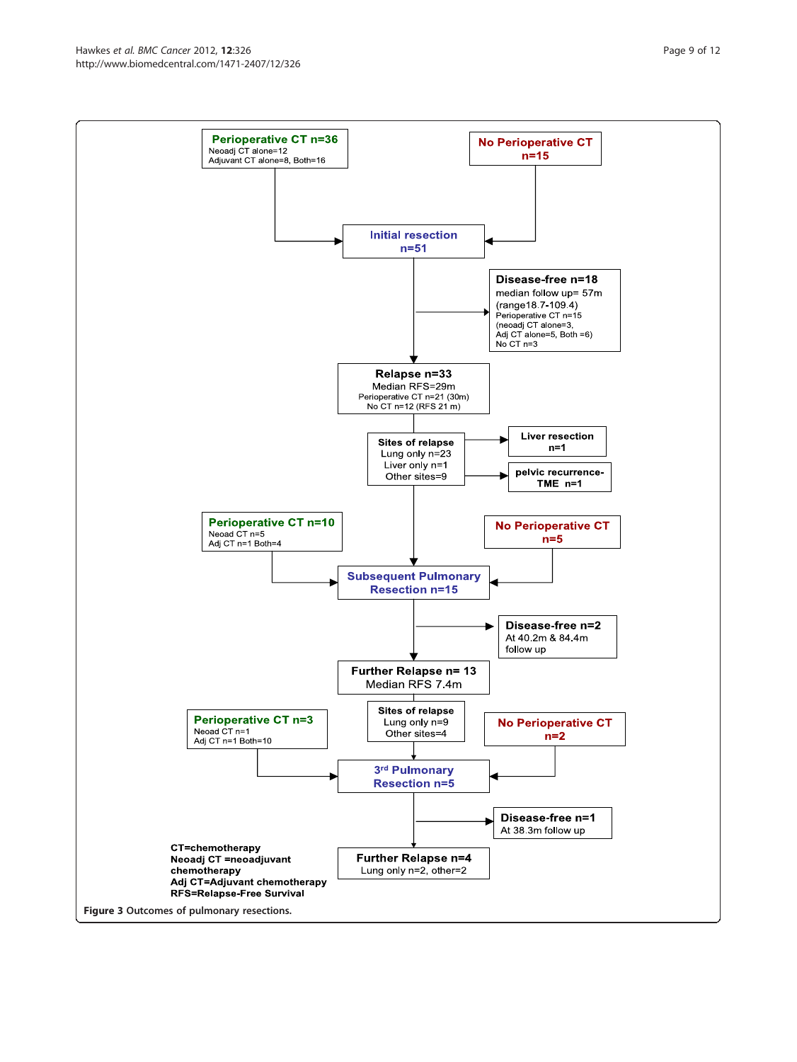**Perioperative CT n=36**
Neoadj CT alone=12
Adjuvant CT alone=8, Both=16

**No Perioperative CT n=15**

**Initial resection n=51**

**Disease-free n=18**
median follow up= 57m
(range18.7-109.4)
Perioperative CT n=15
(neoadj CT alone=3,
Adj CT alone=5, Both =6)
No CT n=3

**Relapse n=33**
Median RFS=29m
Perioperative CT n=21 (30m)
No CT n=12 (RFS 21 m)

**Sites of relapse**
Lung only n=23
Liver only n=1
Other sites=9

**Liver resection n=1**

**pelvic recurrence- TME n=1**

**Perioperative CT n=10**
Neoad CT n=5
Adj CT n=1 Both=4

**No Perioperative CT n=5**

**Subsequent Pulmonary Resection n=15**

**Disease-free n=2**
At 40.2m & 84.4m follow up

**Further Relapse n= 13**
Median RFS 7.4m

**Sites of relapse**
Lung only n=9
Other sites=4

**Perioperative CT n=3**
Neoadj CT n=1
Adj CT n=1 Both=10

**No Perioperative CT n=2**

**3rd Pulmonary Resection n=5**

**Disease-free n=1**
At 38.3m follow up

**Further Relapse n=4**
Lung only n=2, other=2

**CT=chemotherapy**
**Neoadj CT =neoadjuvant chemotherapy**
**Adj CT=Adjuvant chemotherapy**
**RFS=Relapse-Free Survival**

**Figure 3** Outcomes of pulmonary resections.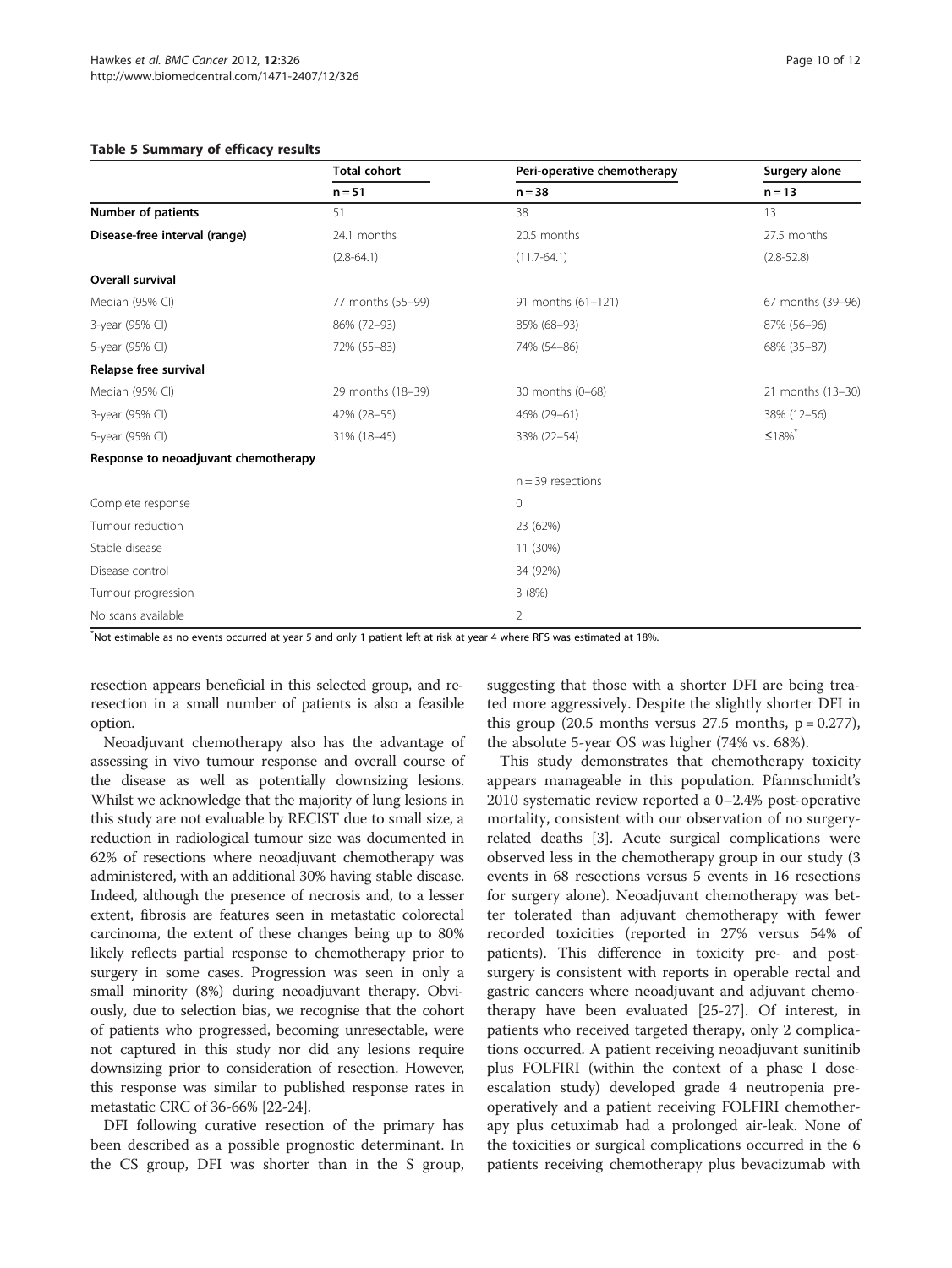**Table 5 Summary of efficacy results**

| | Total cohort | Peri-operative chemotherapy | Surgery alone |
|---|---|---|---|
| | n = 51 | n = 38 | n = 13 |
| **Number of patients** | 51 | 38 | 13 |
| **Disease-free interval (range)** | 24.1 months | 20.5 months | 27.5 months |
| | (2.8-64.1) | (11.7-64.1) | (2.8-52.8) |
| **Overall survival** | | | |
| Median (95% CI) | 77 months (55–99) | 91 months (61–121) | 67 months (39–96) |
| 3-year (95% CI) | 86% (72–93) | 85% (68–93) | 87% (56–96) |
| 5-year (95% CI) | 72% (55–83) | 74% (54–86) | 68% (35–87) |
| **Relapse free survival** | | | |
| Median (95% CI) | 29 months (18–39) | 30 months (0–68) | 21 months (13–30) |
| 3-year (95% CI) | 42% (28–55) | 46% (29–61) | 38% (12–56) |
| 5-year (95% CI) | 31% (18–45) | 33% (22–54) | ≤18%* |
| **Response to neoadjuvant chemotherapy** | | | |
| | | n = 39 resections | |
| Complete response | | 0 | |
| Tumour reduction | | 23 (62%) | |
| Stable disease | | 11 (30%) | |
| Disease control | | 34 (92%) | |
| Tumour progression | | 3 (8%) | |
| No scans available | | 2 | |

*Not estimable as no events occurred at year 5 and only 1 patient left at risk at year 4 where RFS was estimated at 18%.

resection appears beneficial in this selected group, and re-resection in a small number of patients is also a feasible option.

Neoadjuvant chemotherapy also has the advantage of assessing in vivo tumour response and overall course of the disease as well as potentially downsizing lesions. Whilst we acknowledge that the majority of lung lesions in this study are not evaluable by RECIST due to small size, a reduction in radiological tumour size was documented in 62% of resections where neoadjuvant chemotherapy was administered, with an additional 30% having stable disease. Indeed, although the presence of necrosis and, to a lesser extent, fibrosis are features seen in metastatic colorectal carcinoma, the extent of these changes being up to 80% likely reflects partial response to chemotherapy prior to surgery in some cases. Progression was seen in only a small minority (8%) during neoadjuvant therapy. Obviously, due to selection bias, we recognise that the cohort of patients who progressed, becoming unresectable, were not captured in this study nor did any lesions require downsizing prior to consideration of resection. However, this response was similar to published response rates in metastatic CRC of 36-66% [22-24].

DFI following curative resection of the primary has been described as a possible prognostic determinant. In the CS group, DFI was shorter than in the S group, suggesting that those with a shorter DFI are being treated more aggressively. Despite the slightly shorter DFI in this group (20.5 months versus 27.5 months, $p = 0.277$), the absolute 5-year OS was higher (74% vs. 68%).

This study demonstrates that chemotherapy toxicity appears manageable in this population. Pfannschmidt's 2010 systematic review reported a 0–2.4% post-operative mortality, consistent with our observation of no surgery-related deaths [3]. Acute surgical complications were observed less in the chemotherapy group in our study (3 events in 68 resections versus 5 events in 16 resections for surgery alone). Neoadjuvant chemotherapy was better tolerated than adjuvant chemotherapy with fewer recorded toxicities (reported in 27% versus 54% of patients). This difference in toxicity pre- and post-surgery is consistent with reports in operable rectal and gastric cancers where neoadjuvant and adjuvant chemotherapy have been evaluated [25-27]. Of interest, in patients who received targeted therapy, only 2 complications occurred. A patient receiving neoadjuvant sunitinib plus FOLFIRI (within the context of a phase I dose-escalation study) developed grade 4 neutropenia pre-operatively and a patient receiving FOLFIRI chemotherapy plus cetuximab had a prolonged air-leak. None of the toxicities or surgical complications occurred in the 6 patients receiving chemotherapy plus bevacizumab with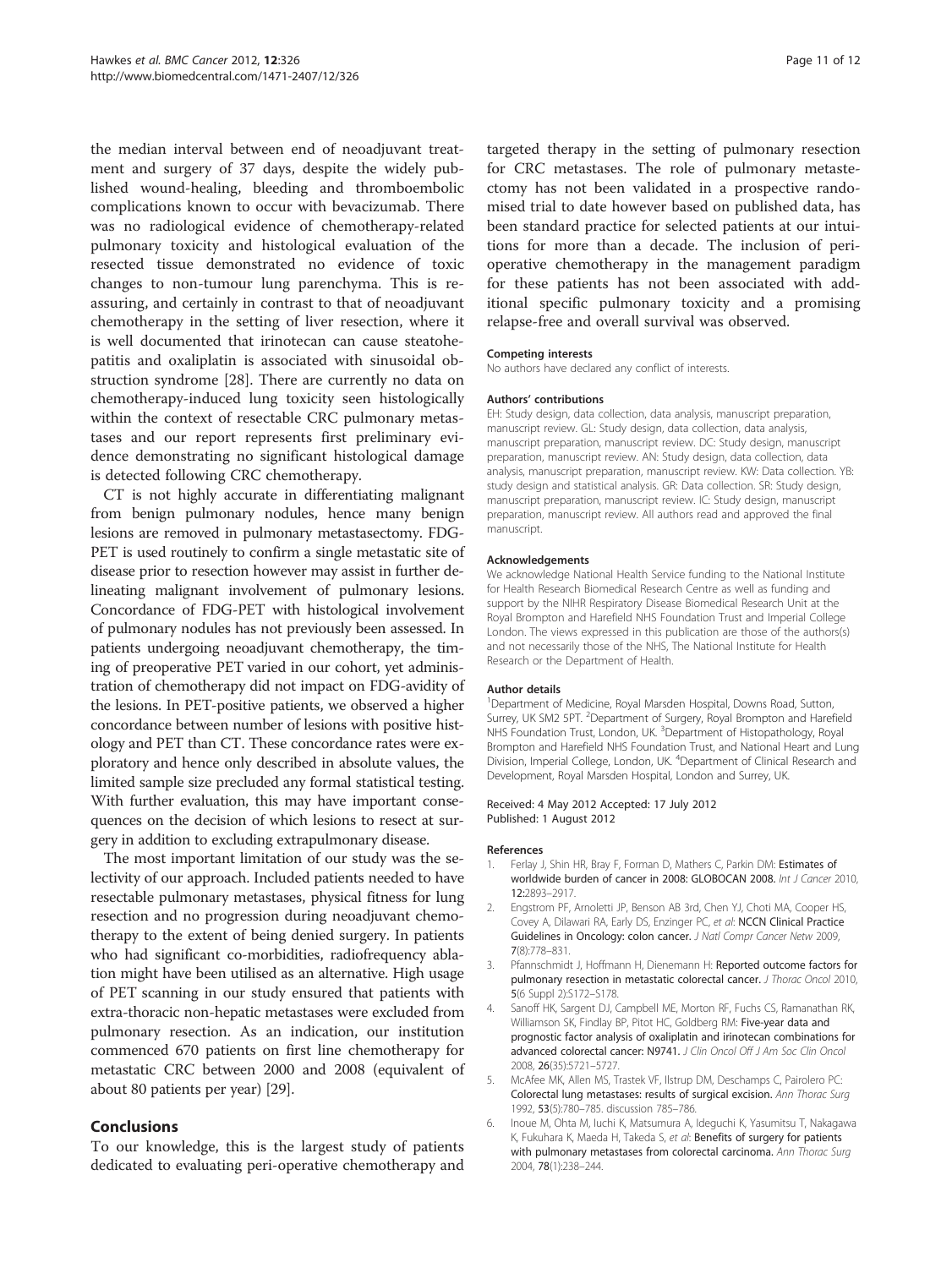the median interval between end of neoadjuvant treatment and surgery of 37 days, despite the widely published wound-healing, bleeding and thromboembolic complications known to occur with bevacizumab. There was no radiological evidence of chemotherapy-related pulmonary toxicity and histological evaluation of the resected tissue demonstrated no evidence of toxic changes to non-tumour lung parenchyma. This is reassuring, and certainly in contrast to that of neoadjuvant chemotherapy in the setting of liver resection, where it is well documented that irinotecan can cause steatohepatitis and oxaliplatin is associated with sinusoidal obstruction syndrome [28]. There are currently no data on chemotherapy-induced lung toxicity seen histologically within the context of resectable CRC pulmonary metastases and our report represents first preliminary evidence demonstrating no significant histological damage is detected following CRC chemotherapy.

CT is not highly accurate in differentiating malignant from benign pulmonary nodules, hence many benign lesions are removed in pulmonary metastasectomy. FDG-PET is used routinely to confirm a single metastatic site of disease prior to resection however may assist in further delineating malignant involvement of pulmonary lesions. Concordance of FDG-PET with histological involvement of pulmonary nodules has not previously been assessed. In patients undergoing neoadjuvant chemotherapy, the timing of preoperative PET varied in our cohort, yet administration of chemotherapy did not impact on FDG-avidity of the lesions. In PET-positive patients, we observed a higher concordance between number of lesions with positive histology and PET than CT. These concordance rates were exploratory and hence only described in absolute values, the limited sample size precluded any formal statistical testing. With further evaluation, this may have important consequences on the decision of which lesions to resect at surgery in addition to excluding extrapulmonary disease.

The most important limitation of our study was the selectivity of our approach. Included patients needed to have resectable pulmonary metastases, physical fitness for lung resection and no progression during neoadjuvant chemotherapy to the extent of being denied surgery. In patients who had significant co-morbidities, radiofrequency ablation might have been utilised as an alternative. High usage of PET scanning in our study ensured that patients with extra-thoracic non-hepatic metastases were excluded from pulmonary resection. As an indication, our institution commenced 670 patients on first line chemotherapy for metastatic CRC between 2000 and 2008 (equivalent of about 80 patients per year) [29].

## Conclusions

To our knowledge, this is the largest study of patients dedicated to evaluating peri-operative chemotherapy and targeted therapy in the setting of pulmonary resection for CRC metastases. The role of pulmonary metastectomy has not been validated in a prospective randomised trial to date however based on published data, has been standard practice for selected patients at our intuitions for more than a decade. The inclusion of perioperative chemotherapy in the management paradigm for these patients has not been associated with additional specific pulmonary toxicity and a promising relapse-free and overall survival was observed.

#### Competing interests

No authors have declared any conflict of interests.

#### Authors' contributions

EH: Study design, data collection, data analysis, manuscript preparation, manuscript review. GL: Study design, data collection, data analysis, manuscript preparation, manuscript review. DC: Study design, manuscript preparation, manuscript review. AN: Study design, data collection, data analysis, manuscript preparation, manuscript review. KW: Data collection. YB: study design and statistical analysis. GR: Data collection. SR: Study design, manuscript preparation, manuscript review. IC: Study design, manuscript preparation, manuscript review. All authors read and approved the final manuscript.

#### Acknowledgements

We acknowledge National Health Service funding to the National Institute for Health Research Biomedical Research Centre as well as funding and support by the NIHR Respiratory Disease Biomedical Research Unit at the Royal Brompton and Harefield NHS Foundation Trust and Imperial College London. The views expressed in this publication are those of the authors(s) and not necessarily those of the NHS, The National Institute for Health Research or the Department of Health.

#### Author details

[1]Department of Medicine, Royal Marsden Hospital, Downs Road, Sutton, Surrey, UK SM2 5PT. [2]Department of Surgery, Royal Brompton and Harefield NHS Foundation Trust, London, UK. [3]Department of Histopathology, Royal Brompton and Harefield NHS Foundation Trust, and National Heart and Lung Division, Imperial College, London, UK. [4]Department of Clinical Research and Development, Royal Marsden Hospital, London and Surrey, UK.

Received: 4 May 2012 Accepted: 17 July 2012
Published: 1 August 2012

#### References

1. Ferlay J, Shin HR, Bray F, Forman D, Mathers C, Parkin DM: **Estimates of worldwide burden of cancer in 2008: GLOBOCAN 2008.** *Int J Cancer* 2010, **12**:2893–2917.
2. Engstrom PF, Arnoletti JP, Benson AB 3rd, Chen YJ, Choti MA, Cooper HS, Covey A, Dilawari RA, Early DS, Enzinger PC, *et al*: **NCCN Clinical Practice Guidelines in Oncology: colon cancer.** *J Natl Compr Cancer Netw* 2009, **7**(8):778–831.
3. Pfannschmidt J, Hoffmann H, Dienemann H: **Reported outcome factors for pulmonary resection in metastatic colorectal cancer.** *J Thorac Oncol* 2010, **5**(6 Suppl 2):S172–S178.
4. Sanoff HK, Sargent DJ, Campbell ME, Morton RF, Fuchs CS, Ramanathan RK, Williamson SK, Findlay BP, Pitot HC, Goldberg RM: **Five-year data and prognostic factor analysis of oxaliplatin and irinotecan combinations for advanced colorectal cancer: N9741.** *J Clin Oncol Off J Am Soc Clin Oncol* 2008, **26**(35):5721–5727.
5. McAfee MK, Allen MS, Trastek VF, Ilstrup DM, Deschamps C, Pairolero PC: **Colorectal lung metastases: results of surgical excision.** *Ann Thorac Surg* 1992, **53**(5):780–785. discussion 785–786.
6. Inoue M, Ohta M, Iuchi K, Matsumura A, Ideguchi K, Yasumitsu T, Nakagawa K, Fukuhara K, Maeda H, Takeda S, *et al*: **Benefits of surgery for patients with pulmonary metastases from colorectal carcinoma.** *Ann Thorac Surg* 2004, **78**(1):238–244.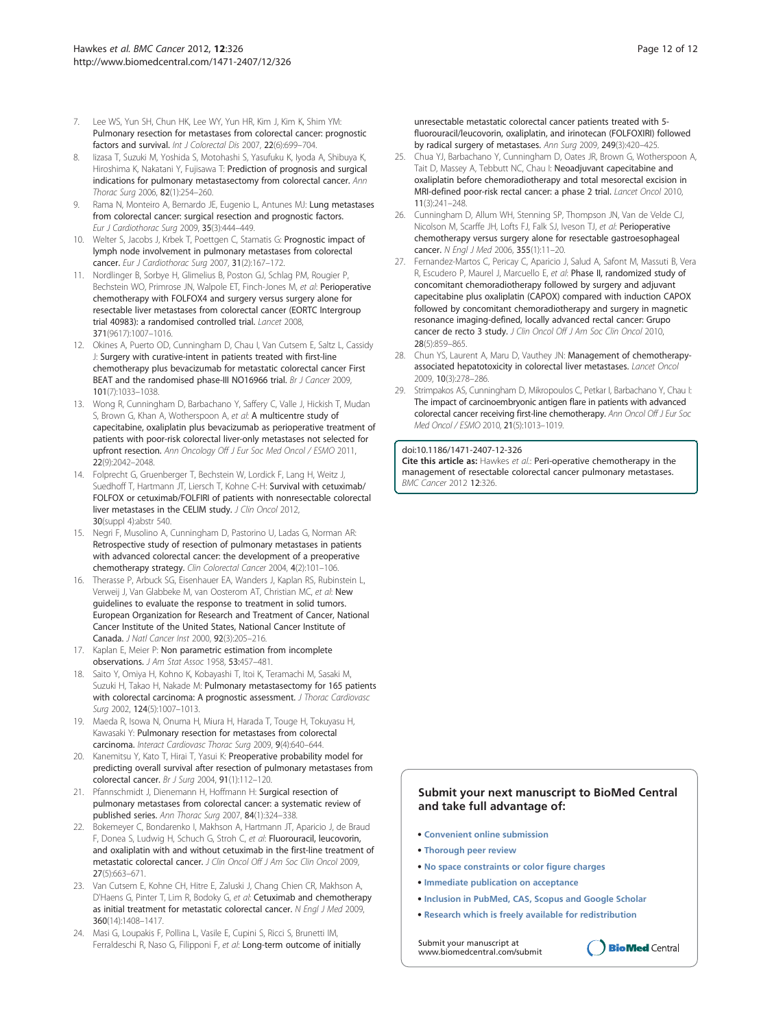7. Lee WS, Yun SH, Chun HK, Lee WY, Yun HR, Kim J, Kim K, Shim YM: **Pulmonary resection for metastases from colorectal cancer: prognostic factors and survival.** *Int J Colorectal Dis* 2007, **22**(6):699–704.
8. Iizasa T, Suzuki M, Yoshida S, Motohashi S, Yasufuku K, Iyoda A, Shibuya K, Hiroshima K, Nakatani Y, Fujisawa T: **Prediction of prognosis and surgical indications for pulmonary metastasectomy from colorectal cancer.** *Ann Thorac Surg* 2006, **82**(1):254–260.
9. Rama N, Monteiro A, Bernardo JE, Eugenio L, Antunes MJ: **Lung metastases from colorectal cancer: surgical resection and prognostic factors.** *Eur J Cardiothorac Surg* 2009, **35**(3):444–449.
10. Welter S, Jacobs J, Krbek T, Poettgen C, Stamatis G: **Prognostic impact of lymph node involvement in pulmonary metastases from colorectal cancer.** *Eur J Cardiothorac Surg* 2007, **31**(2):167–172.
11. Nordlinger B, Sorbye H, Glimelius B, Poston GJ, Schlag PM, Rougier P, Bechstein WO, Primrose JN, Walpole ET, Finch-Jones M, *et al*: **Perioperative chemotherapy with FOLFOX4 and surgery versus surgery alone for resectable liver metastases from colorectal cancer (EORTC Intergroup trial 40983): a randomised controlled trial.** *Lancet* 2008, **371**(9617):1007–1016.
12. Okines A, Puerto OD, Cunningham D, Chau I, Van Cutsem E, Saltz L, Cassidy J: **Surgery with curative-intent in patients treated with first-line chemotherapy plus bevacizumab for metastatic colorectal cancer First BEAT and the randomised phase-III NO16966 trial.** *Br J Cancer* 2009, **101**(7):1033–1038.
13. Wong R, Cunningham D, Barbachano Y, Saffery C, Valle J, Hickish T, Mudan S, Brown G, Khan A, Wotherspoon A, *et al*: **A multicentre study of capecitabine, oxaliplatin plus bevacizumab as perioperative treatment of patients with poor-risk colorectal liver-only metastases not selected for upfront resection.** *Ann Oncology Off J Eur Soc Med Oncol / ESMO* 2011, **22**(9):2042–2048.
14. Folprecht G, Gruenberger T, Bechstein W, Lordick F, Lang H, Weitz J, Suedhoff T, Hartmann JT, Liersch T, Kohne C-H: **Survival with cetuximab/FOLFOX or cetuximab/FOLFIRI of patients with nonresectable colorectal liver metastases in the CELIM study.** *J Clin Oncol* 2012, **30**(suppl 4):abstr 540.
15. Negri F, Musolino A, Cunningham D, Pastorino U, Ladas G, Norman AR: **Retrospective study of resection of pulmonary metastases in patients with advanced colorectal cancer: the development of a preoperative chemotherapy strategy.** *Clin Colorectal Cancer* 2004, **4**(2):101–106.
16. Therasse P, Arbuck SG, Eisenhauer EA, Wanders J, Kaplan RS, Rubinstein L, Verweij J, Van Glabbeke M, van Oosterom AT, Christian MC, *et al*: **New guidelines to evaluate the response to treatment in solid tumors. European Organization for Research and Treatment of Cancer, National Cancer Institute of the United States, National Cancer Institute of Canada.** *J Natl Cancer Inst* 2000, **92**(3):205–216.
17. Kaplan E, Meier P: **Non parametric estimation from incomplete observations.** *J Am Stat Assoc* 1958, **53**:457–481.
18. Saito Y, Omiya H, Kohno K, Kobayashi T, Itoi K, Teramachi M, Sasaki M, Suzuki H, Takao H, Nakade M: **Pulmonary metastasectomy for 165 patients with colorectal carcinoma: A prognostic assessment.** *J Thorac Cardiovasc Surg* 2002, **124**(5):1007–1013.
19. Maeda R, Isowa N, Onuma H, Miura H, Harada T, Touge H, Tokuyasu H, Kawasaki Y: **Pulmonary resection for metastases from colorectal carcinoma.** *Interact Cardiovasc Thorac Surg* 2009, **9**(4):640–644.
20. Kanemitsu Y, Kato T, Hirai T, Yasui K: **Preoperative probability model for predicting overall survival after resection of pulmonary metastases from colorectal cancer.** *Br J Surg* 2004, **91**(1):112–120.
21. Pfannschmidt J, Dienemann H, Hoffmann H: **Surgical resection of pulmonary metastases from colorectal cancer: a systematic review of published series.** *Ann Thorac Surg* 2007, **84**(1):324–338.
22. Bokemeyer C, Bondarenko I, Makhson A, Hartmann JT, Aparicio J, de Braud F, Donea S, Ludwig H, Schuch G, Stroh C, *et al*: **Fluorouracil, leucovorin, and oxaliplatin with and without cetuximab in the first-line treatment of metastatic colorectal cancer.** *J Clin Oncol Off J Am Soc Clin Oncol* 2009, **27**(5):663–671.
23. Van Cutsem E, Kohne CH, Hitre E, Zaluski J, Chang Chien CR, Makhson A, D'Haens G, Pinter T, Lim R, Bodoky G, *et al*: **Cetuximab and chemotherapy as initial treatment for metastatic colorectal cancer.** *N Engl J Med* 2009, **360**(14):1408–1417.
24. Masi G, Loupakis F, Pollina L, Vasile E, Cupini S, Ricci S, Brunetti IM, Ferraldeschi R, Naso G, Filipponi F, *et al*: **Long-term outcome of initially unresectable metastatic colorectal cancer patients treated with 5-fluorouracil/leucovorin, oxaliplatin, and irinotecan (FOLFOXIRI) followed by radical surgery of metastases.** *Ann Surg* 2009, **249**(3):420–425.
25. Chua YJ, Barbachano Y, Cunningham D, Oates JR, Brown G, Wotherspoon A, Tait D, Massey A, Tebbutt NC, Chau I: **Neoadjuvant capecitabine and oxaliplatin before chemoradiotherapy and total mesorectal excision in MRI-defined poor-risk rectal cancer: a phase 2 trial.** *Lancet Oncol* 2010, **11**(3):241–248.
26. Cunningham D, Allum WH, Stenning SP, Thompson JN, Van de Velde CJ, Nicolson M, Scarffe JH, Lofts FJ, Falk SJ, Iveson TJ, *et al*: **Perioperative chemotherapy versus surgery alone for resectable gastroesophageal cancer.** *N Engl J Med* 2006, **355**(1):11–20.
27. Fernandez-Martos C, Pericay C, Aparicio J, Salud A, Safont M, Massuti B, Vera R, Escudero P, Maurel J, Marcuello E, *et al*: **Phase II, randomized study of concomitant chemoradiotherapy followed by surgery and adjuvant capecitabine plus oxaliplatin (CAPOX) compared with induction CAPOX followed by concomitant chemoradiotherapy and surgery in magnetic resonance imaging-defined, locally advanced rectal cancer: Grupo cancer de recto 3 study.** *J Clin Oncol Off J Am Soc Clin Oncol* 2010, **28**(5):859–865.
28. Chun YS, Laurent A, Maru D, Vauthey JN: **Management of chemotherapy-associated hepatotoxicity in colorectal liver metastases.** *Lancet Oncol* 2009, **10**(3):278–286.
29. Strimpakos AS, Cunningham D, Mikropoulos C, Petkar I, Barbachano Y, Chau I: **The impact of carcinoembryonic antigen flare in patients with advanced colorectal cancer receiving first-line chemotherapy.** *Ann Oncol Off J Eur Soc Med Oncol / ESMO* 2010, **21**(5):1013–1019.

doi:10.1186/1471-2407-12-326

**Cite this article as:** Hawkes *et al.*: Peri-operative chemotherapy in the management of resectable colorectal cancer pulmonary metastases. *BMC Cancer* 2012 **12**:326.